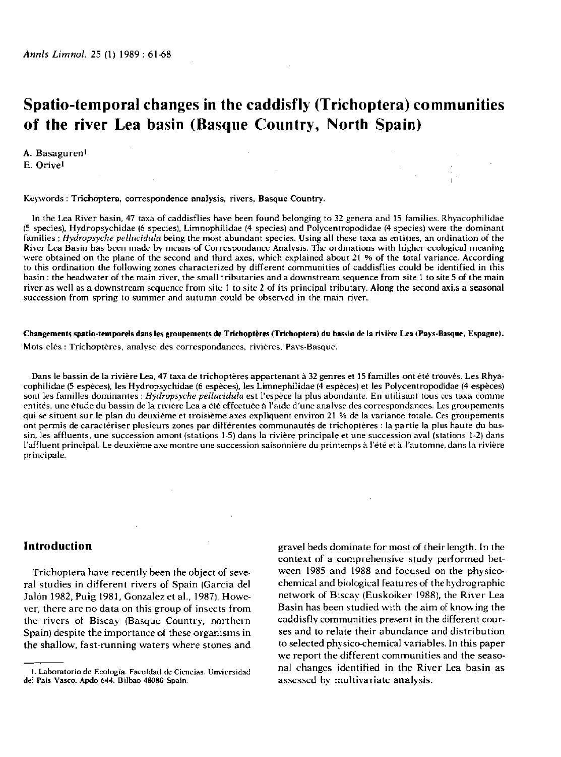# Spatio-temporal changes in the caddisfly (Trichoptera) communities of the river Lea basin (Basque Country, North Spain)

A. Basaguren[1]
E. Orive[1]

Keywords : Trichoptera, correspondence analysis, rivers, Basque Country.

In the Lea River basin, 47 taxa of caddisflies have been found belonging to 32 genera and 15 families. Rhyacophilidae (5 species), Hydropsychidae (6 species), Limnophilidae (4 species) and Polycentropodidae (4 species) were the dominant families ; *Hydropsyche pellucidula* being the most abundant species. Using all these taxa as entities, an ordination of the River Lea Basin has been made by means of Correspondance Analysis. The ordinations with higher ecological meaning were obtained on the plane of the second and third axes, which explained about 21 % of the total variance. According to this ordination the following zones characterized by different communities of caddisflies could be identified in this basin : the headwater of the main river, the small tributaries and a downstream sequence from site 1 to site 5 of the main river as well as a downstream sequence from site 1 to site 2 of its principal tributary. Along the second axi,s a seasonal succession from spring to summer and autumn could be observed in the main river.

**Changements spatio-temporels dans les groupements de Trichoptères (Trichoptera) du bassin de la rivière Lea (Pays-Basque, Espagne).**

Mots clés : Trichoptères, analyse des correspondances, rivières, Pays-Basque.

Dans le bassin de la rivière Lea, 47 taxa de trichoptères appartenant à 32 genres et 15 familles ont été trouvés. Les Rhyacophilidae (5 espèces), les Hydropsychidae (6 espèces), les Limnephilidae (4 espèces) et les Polycentropodidae (4 espèces) sont les familles dominantes : *Hydropsyche pellucidula* est l'espèce la plus abondante. En utilisant tous ces taxa comme entités, une étude du bassin de la rivière Lea a été effectuée à l'aide d'une analyse des correspondances. Les groupements qui se situent sur le plan du deuxième et troisième axes expliquent environ 21 % de la variance totale. Ces groupements ont permis de caractériser plusieurs zones par différentes communautés de trichoptères : la partie la plus haute du bassin, les affluents, une succession amont (stations 1-5) dans la rivière principale et une succession aval (stations 1-2) dans l'affluent principal. Le deuxième axe montre une succession saisonnière du printemps à l'été et à l'automne, dans la rivière principale.

## Introduction

Trichoptera have recently been the object of several studies in different rivers of Spain (Garcia del Jalón 1982, Puig 1981, Gonzalez et al., 1987). However, there are no data on this group of insects from the rivers of Biscay (Basque Country, northern Spain) despite the importance of these organisms in the shallow, fast-running waters where stones and gravel beds dominate for most of their length. In the context of a comprehensive study performed between 1985 and 1988 and focused on the physico-chemical and biological features of the hydrographic network of Biscay (Euskoiker 1988), the River Lea Basin has been studied with the aim of knowing the caddisfly communities present in the different courses and to relate their abundance and distribution to selected physico-chemical variables. In this paper we report the different communities and the seasonal changes identified in the River Lea basin as assessed by multivariate analysis.

1. Laboratorio de Ecología. Facultad de Ciencias. Unviersidad del País Vasco. Apdo 644. Bilbao 48080 Spain.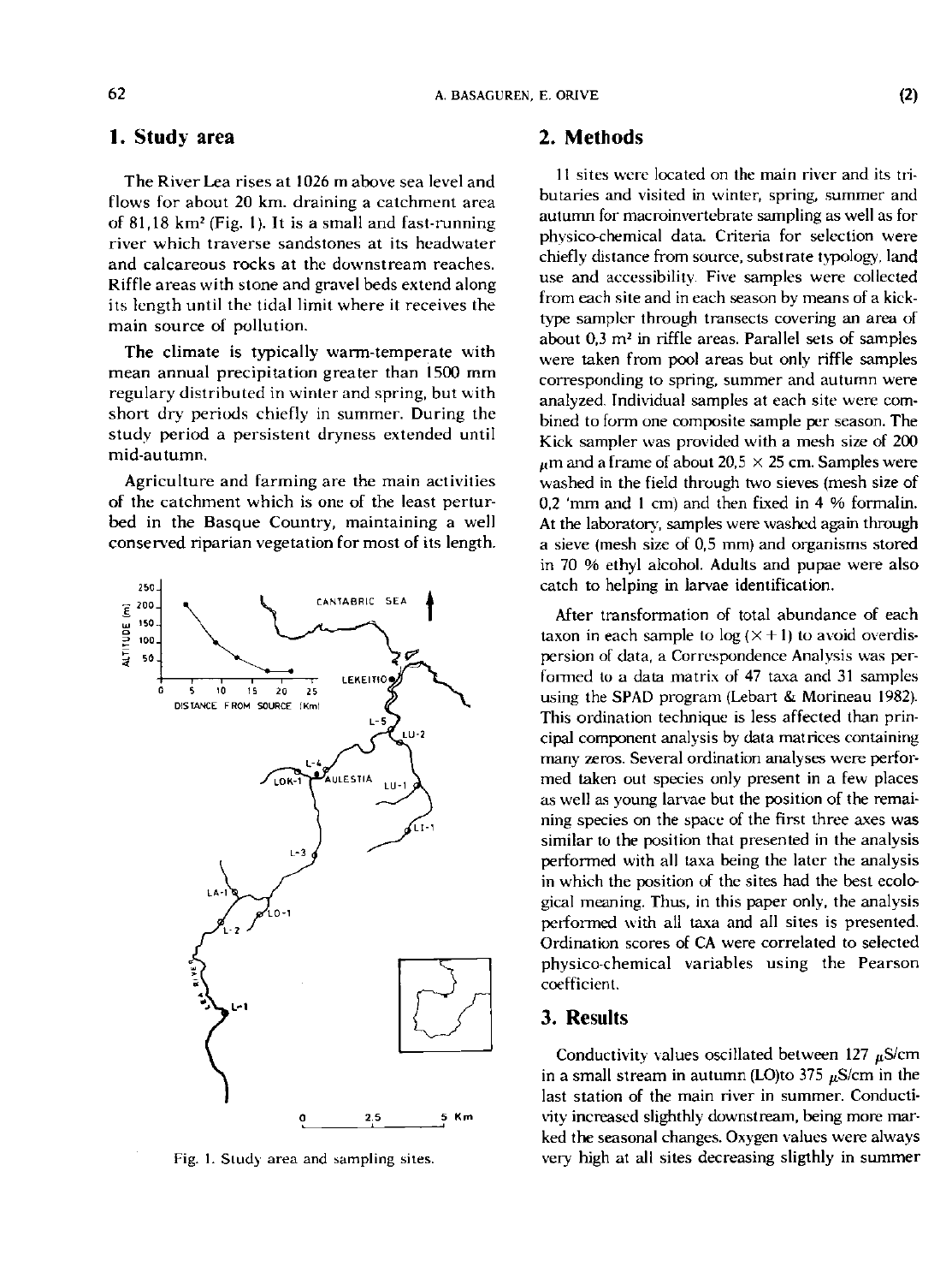## 1. Study area

The River Lea rises at 1026 m above sea level and flows for about 20 km. draining a catchment area of 81,18 km² (Fig. 1). It is a small and fast-running river which traverse sandstones at its headwater and calcareous rocks at the downstream reaches. Riffle areas with stone and gravel beds extend along its length until the tidal limit where it receives the main source of pollution.

The climate is typically warm-temperate with mean annual precipitation greater than 1500 mm regulary distributed in winter and spring, but with short dry periods chiefly in summer. During the study period a persistent dryness extended until mid-autumn.

Agriculture and farming are the main activities of the catchment which is one of the least perturbed in the Basque Country, maintaining a well conserved riparian vegetation for most of its length.

Fig. 1. Study area and sampling sites.

## 2. Methods

11 sites were located on the main river and its tributaries and visited in winter, spring, summer and autumn for macroinvertebrate sampling as well as for physico-chemical data. Criteria for selection were chiefly distance from source, substrate typology, land use and accessibility. Five samples were collected from each site and in each season by means of a kick-type sampler through transects covering an area of about 0,3 m² in riffle areas. Parallel sets of samples were taken from pool areas but only riffle samples corresponding to spring, summer and autumn were analyzed. Individual samples at each site were combined to form one composite sample per season. The Kick sampler was provided with a mesh size of 200 μm and a frame of about 20,5 × 25 cm. Samples were washed in the field through two sieves (mesh size of 0,2 'mm and 1 cm) and then fixed in 4 % formalin. At the laboratory, samples were washed again through a sieve (mesh size of 0,5 mm) and organisms stored in 70 % ethyl alcohol. Adults and pupae were also catch to helping in larvae identification.

After transformation of total abundance of each taxon in each sample to log (X + 1) to avoid overdispersion of data, a Correspondence Analysis was performed to a data matrix of 47 taxa and 31 samples using the SPAD program (Lebart & Morineau 1982). This ordination technique is less affected than principal component analysis by data matrices containing many zeros. Several ordination analyses were performed taken out species only present in a few places as well as young larvae but the position of the remaining species on the space of the first three axes was similar to the position that presented in the analysis performed with all taxa being the later the analysis in which the position of the sites had the best ecological meaning. Thus, in this paper only, the analysis performed with all taxa and all sites is presented. Ordination scores of CA were correlated to selected physico-chemical variables using the Pearson coefficient.

## 3. Results

Conductivity values oscillated between 127 μS/cm in a small stream in autumn (LO)to 375 μS/cm in the last station of the main river in summer. Conductivity increased slighthly downstream, being more marked the seasonal changes. Oxygen values were always very high at all sites decreasing sligthly in summer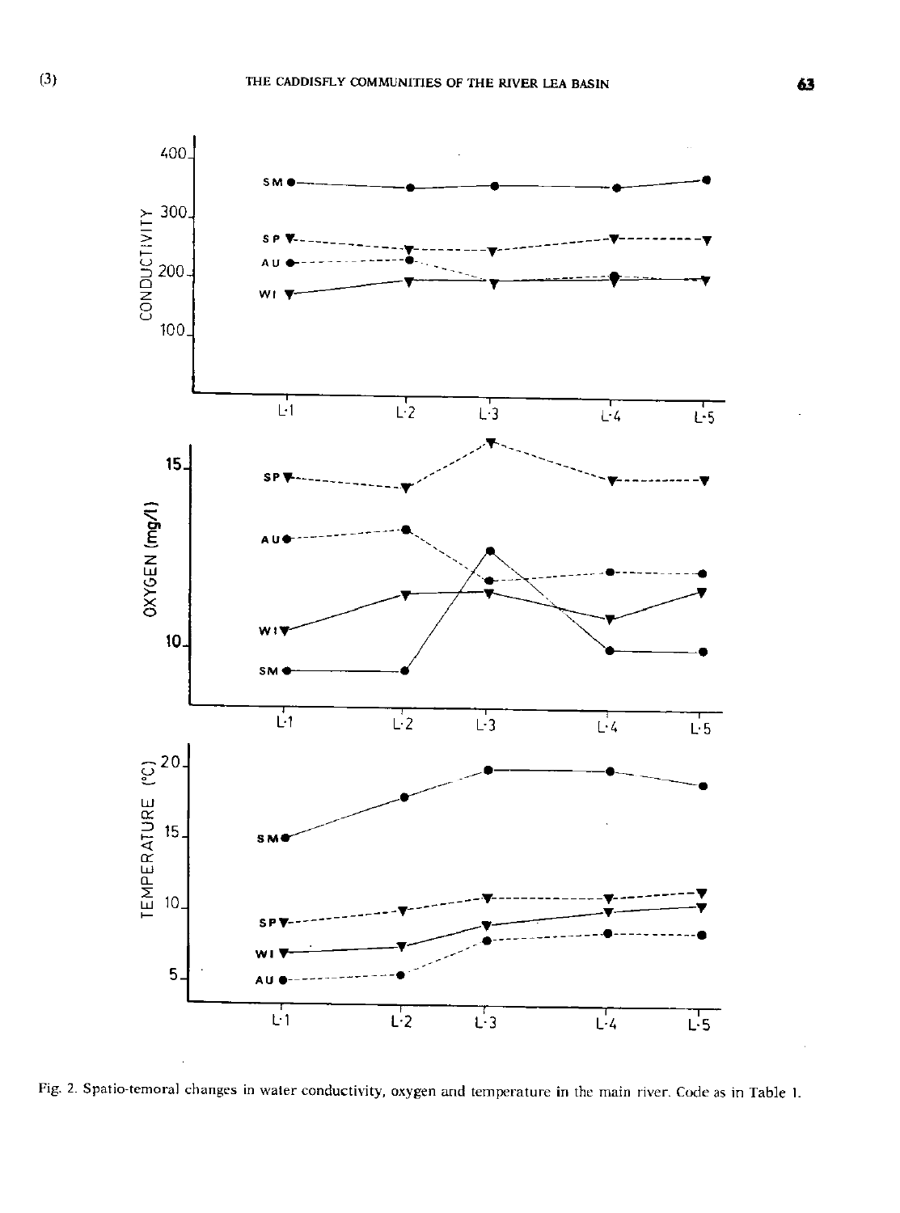Fig. 2. Spatio-temoral changes in water conductivity, oxygen and temperature in the main river. Code as in Table 1.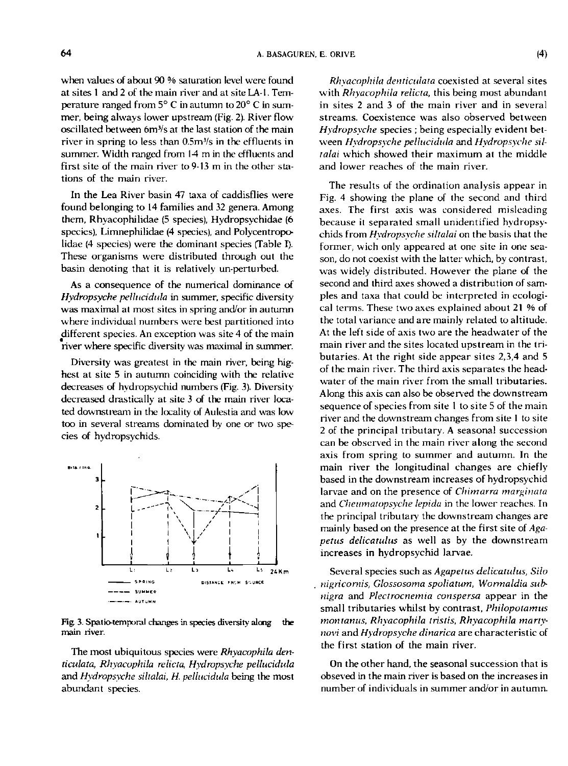when values of about 90 % saturation level were found at sites 1 and 2 of the main river and at site LA-1. Temperature ranged from 5° C in autumn to 20° C in summer, being always lower upstream (Fig. 2). River flow oscillated between $6m^3/s$ at the last station of the main river in spring to less than $0.5m^3/s$ in the effluents in summer. Width ranged from 1-4 m in the effluents and first site of the main river to 9-13 m in the other stations of the main river.

In the Lea River basin 47 taxa of caddisflies were found belonging to 14 families and 32 genera. Among them, Rhyacophilidae (5 species), Hydropsychidae (6 species), Limnephilidae (4 species), and Polycentropodidae (4 species) were the dominant species (Table I). These organisms were distributed through out the basin denoting that it is relatively un-perturbed.

As a consequence of the numerical dominance of *Hydropsyche pellucidula* in summer, specific diversity was maximal at most sites in spring and/or in autumn where individual numbers were best partitioned into different species. An exception was site 4 of the main river where specific diversity was maximal in summer.

Diversity was greatest in the main river, being highest at site 5 in autumn coinciding with the relative decreases of hydropsychid numbers (Fig. 3). Diversity decreased drastically at site 3 of the main river located downstream in the locality of Aulestia and was low too in several streams dominated by one or two species of hydropsychids.

Fig. 3. Spatio-temporal changes in species diversity along the main river.

The most ubiquitous species were *Rhyacophila denticulata*, *Rhyacophila relicta*, *Hydropsyche pellucidula* and *Hydropsyche siltalai*, *H. pellucidula* being the most abundant species.

*Rhyacophila denticulata* coexisted at several sites with *Rhyacophila relicta*, this being most abundant in sites 2 and 3 of the main river and in several streams. Coexistence was also observed between *Hydropsyche* species ; being especially evident between *Hydropsyche pellucidula* and *Hydropsyche siltalai* which showed their maximum at the middle and lower reaches of the main river.

The results of the ordination analysis appear in Fig. 4 showing the plane of the second and third axes. The first axis was considered misleading because it separated small unidentified hydropsychids from *Hydropsyche siltalai* on the basis that the former, wich only appeared at one site in one season, do not coexist with the latter which, by contrast, was widely distributed. However the plane of the second and third axes showed a distribution of samples and taxa that could be interpreted in ecological terms. These two axes explained about 21 % of the total variance and are mainly related to altitude. At the left side of axis two are the headwater of the main river and the sites located upstream in the tributaries. At the right side appear sites 2,3,4 and 5 of the main river. The third axis separates the headwater of the main river from the small tributaries. Along this axis can also be observed the downstream sequence of species from site 1 to site 5 of the main river and the downstream changes from site 1 to site 2 of the principal tributary. A seasonal succession can be observed in the main river along the second axis from spring to summer and autumn. In the main river the longitudinal changes are chiefly based in the downstream increases of hydropsychid larvae and on the presence of *Chimarra marginata* and *Cheumatopsyche lepida* in the lower reaches. In the principal tributary the downstream changes are mainly based on the presence at the first site of *Agapetus delicatulus* as well as by the downstream increases in hydropsychid larvae.

Several species such as *Agapetus delicatulus*, *Silo nigricornis*, *Glossosoma spoliatum*, *Wormaldia subnigra* and *Plectrocnemia conspersa* appear in the small tributaries whilst by contrast, *Philopotamus montanus*, *Rhyacophila tristis*, *Rhyacophila martynovi* and *Hydropsyche dinarica* are characteristic of the first station of the main river.

On the other hand, the seasonal succession that is obseved in the main river is based on the increases in number of individuals in summer and/or in autumn.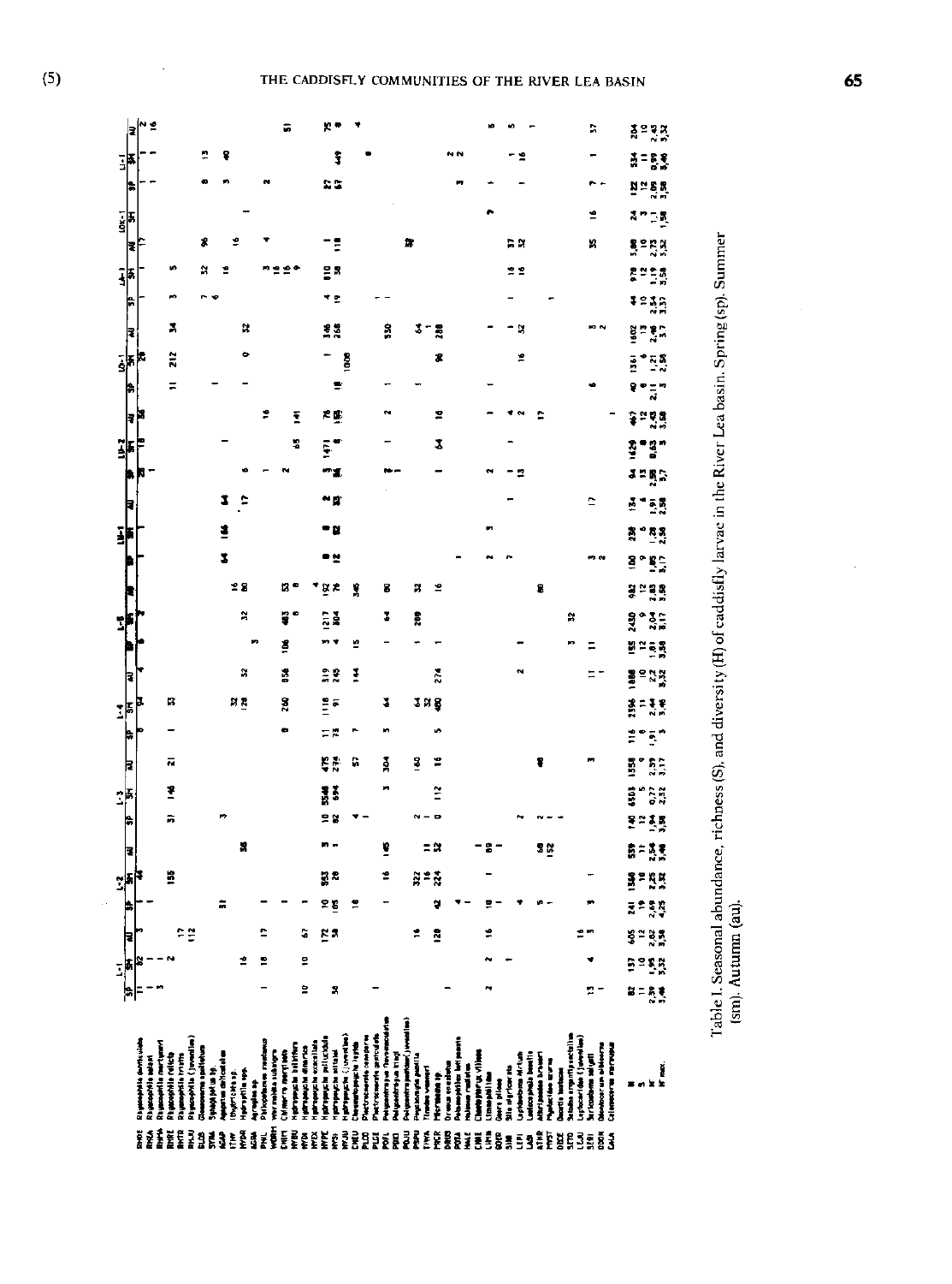Table I. Seasonal abundance, richness (S), and diversity (H) of caddisfly larvae in the River Lea basin. Spring (sp). Summer (sm). Autumn (au).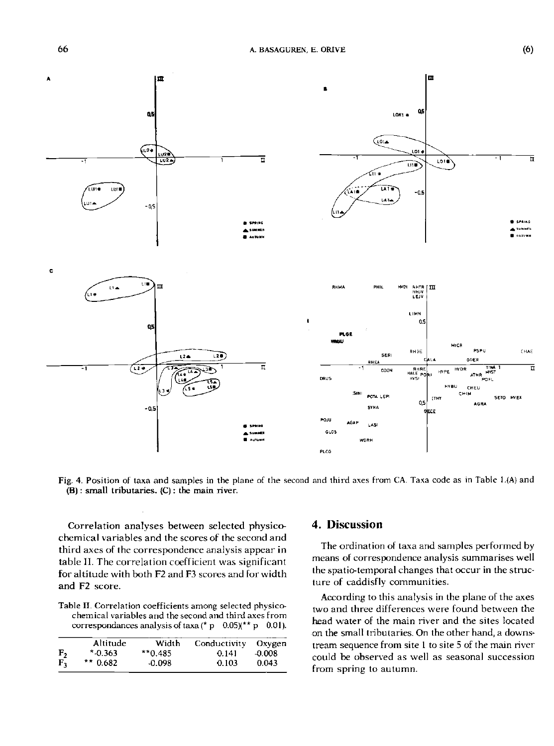Fig. 4. Position of taxa and samples in the plane of the second and third axes from CA. Taxa code as in Table 1.(A) and (B) : small tributaries. (C) : the main river.

Correlation analyses between selected physico-chemical variables and the scores of the second and third axes of the correspondence analysis appear in table II. The correlation coefficient was significant for altitude with both F2 and F3 scores and for width and F2 score.

Table II. Correlation coefficients among selected physico-chemical variables and the second and third axes from correspondances analysis of taxa (* p 0.05)(** p 0.01).

| | Altitude | Width | Conductivity | Oxygen |
|---|---|---|---|---|
| $F_2$ | *-0.363 | **0.485 | 0.141 | -0.008 |
| $F_3$ | ** 0.682 | -0.098 | 0.103 | 0.043 |

## 4. Discussion

The ordination of taxa and samples performed by means of correspondence analysis summarises well the spatio-temporal changes that occur in the structure of caddisfly communities.

According to this analysis in the plane of the axes two and three differences were found between the head water of the main river and the sites located on the small tributaries. On the other hand, a downstream sequence from site 1 to site 5 of the main river could be observed as well as seasonal succession from spring to autumn.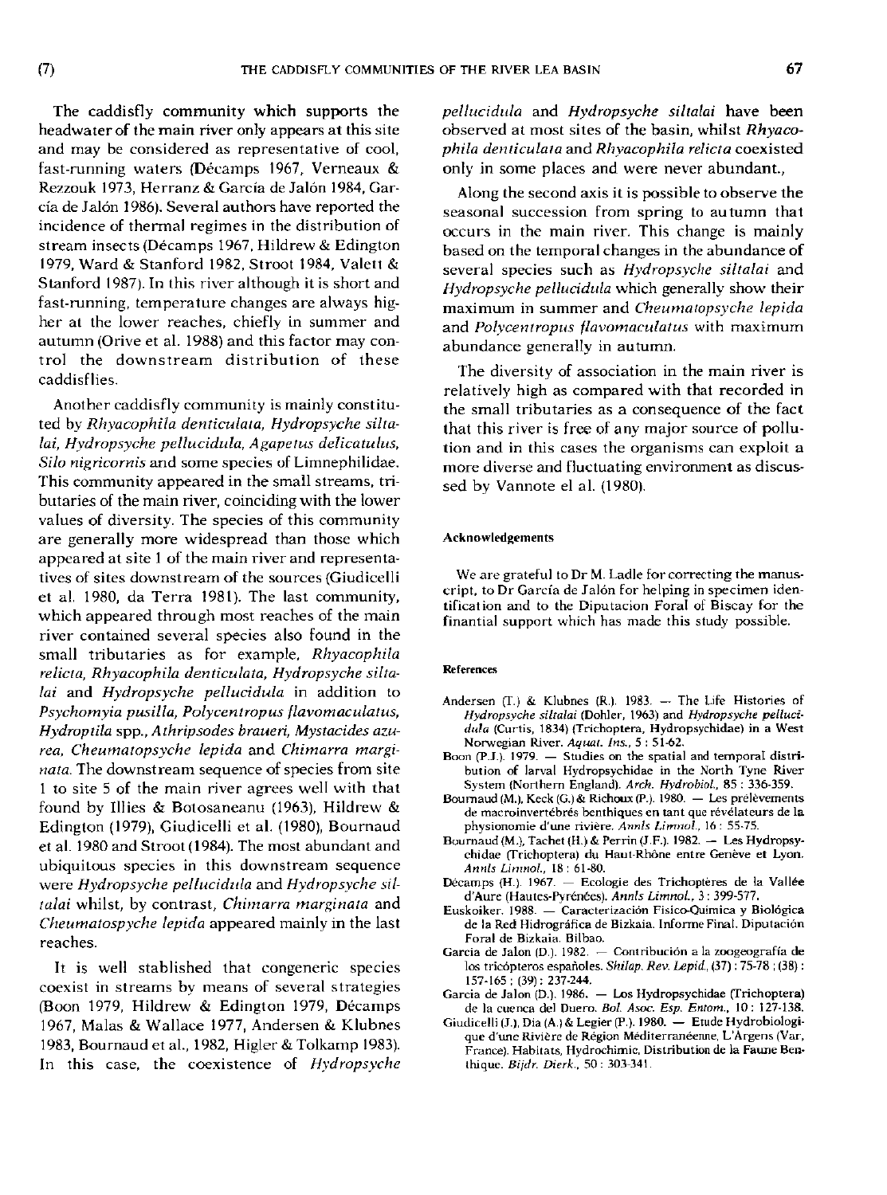The caddisfly community which supports the headwater of the main river only appears at this site and may be considered as representative of cool, fast-running waters (Décamps 1967, Verneaux & Rezzouk 1973, Herranz & García de Jalón 1984, García de Jalón 1986). Several authors have reported the incidence of thermal regimes in the distribution of stream insects (Décamps 1967, Hildrew & Edington 1979, Ward & Stanford 1982, Stroot 1984, Valett & Stanford 1987). In this river although it is short and fast-running, temperature changes are always higher at the lower reaches, chiefly in summer and autumn (Orive et al. 1988) and this factor may control the downstream distribution of these caddisflies.

Another caddisfly community is mainly constituted by *Rhyacophila denticulata, Hydropsyche siltalai, Hydropsyche pellucidula, Agapetus delicatulus, Silo nigricornis* and some species of Limnephilidae. This community appeared in the small streams, tributaries of the main river, coinciding with the lower values of diversity. The species of this community are generally more widespread than those which appeared at site 1 of the main river and representatives of sites downstream of the sources (Giudicelli et al. 1980, da Terra 1981). The last community, which appeared through most reaches of the main river contained several species also found in the small tributaries as for example, *Rhyacophila relicta, Rhyacophila denticulata, Hydropsyche siltalai* and *Hydropsyche pellucidula* in addition to *Psychomyia pusilla, Polycentropus flavomaculatus, Hydroptila* spp., *Athripsodes braueri, Mystacides azurea, Cheumatopsyche lepida* and *Chimarra marginata*. The downstream sequence of species from site 1 to site 5 of the main river agrees well with that found by Illies & Botosaneanu (1963), Hildrew & Edington (1979), Giudicelli et al. (1980), Bournaud et al. 1980 and Stroot (1984). The most abundant and ubiquitous species in this downstream sequence were *Hydropsyche pellucidula* and *Hydropsyche siltalai* whilst, by contrast, *Chimarra marginata* and *Cheumatospyche lepida* appeared mainly in the last reaches.

It is well stablished that congeneric species coexist in streams by means of several strategies (Boon 1979, Hildrew & Edington 1979, Décamps 1967, Malas & Wallace 1977, Andersen & Klubnes 1983, Bournaud et al., 1982, Higler & Tolkamp 1983). In this case, the coexistence of *Hydropsyche pellucidula* and *Hydropsyche siltalai* have been observed at most sites of the basin, whilst *Rhyacophila denticulata* and *Rhyacophila relicta* coexisted only in some places and were never abundant.,

Along the second axis it is possible to observe the seasonal succession from spring to autumn that occurs in the main river. This change is mainly based on the temporal changes in the abundance of several species such as *Hydropsyche siltalai* and *Hydropsyche pellucidula* which generally show their maximum in summer and *Cheumatopsyche lepida* and *Polycentropus flavomaculatus* with maximum abundance generally in autumn.

The diversity of association in the main river is relatively high as compared with that recorded in the small tributaries as a consequence of the fact that this river is free of any major source of pollution and in this cases the organisms can exploit a more diverse and fluctuating environment as discussed by Vannote el al. (1980).

#### Acknowledgements

We are grateful to Dr M. Ladle for correcting the manuscript, to Dr García de Jalón for helping in specimen identification and to the Diputacion Foral of Biscay for the finantial support which has made this study possible.

#### References

Andersen (T.) & Klubnes (R.). 1983. — The Life Histories of *Hydropsyche siltalai* (Dohler, 1963) and *Hydropsyche pellucidula* (Curtis, 1834) (Trichoptera, Hydropsychidae) in a West Norwegian River. *Aquat. Ins.*, 5 : 51-62.

Boon (P.J.). 1979. — Studies on the spatial and temporal distribution of larval Hydropsychidae in the North Tyne River System (Northern England). *Arch. Hydrobiol.*, 85 : 336-359.

Bournaud (M.), Keck (G.) & Richoux (P.). 1980. — Les prélèvements de macroinvertébrés benthiques en tant que révélateurs de la physionomie d'une rivière. *Annls Limnol.*, 16 : 55-75.

Bournaud (M.), Tachet (H.) & Perrin (J.F.). 1982. — Les Hydropsychidae (Trichoptera) du Haut-Rhône entre Genève et Lyon. *Annls Limnol.*, 18 : 61-80.

Décamps (H.). 1967. — Ecologie des Trichoptères de la Vallée d'Aure (Hautes-Pyrénées). *Annls Limnol.*, 3 : 399-577.

Euskoiker. 1988. — Caracterización Fisico-Química y Biológica de la Red Hidrográfica de Bizkaia. Informe Final. Diputación Foral de Bizkaia. Bilbao.

Garcia de Jalon (D.). 1982. — Contribución a la zoogeografía de los tricópteros españoles. *Shilap. Rev. Lepid.*, (37) : 75-78 ; (38) : 157-165 ; (39) : 237-244.

Garcia de Jalon (D.). 1986. — Los Hydropsychidae (Trichoptera) de la cuenca del Duero. *Bol. Asoc. Esp. Entom.*, 10 : 127-138.

Giudicelli (J.), Dia (A.) & Legier (P.). 1980. — Etude Hydrobiologique d'une Rivière de Région Méditerranéenne, L'Argens (Var, France). Habitats, Hydrochimie, Distribution de la Faune Benthique. *Bijdr. Dierk.*, 50 : 303-341.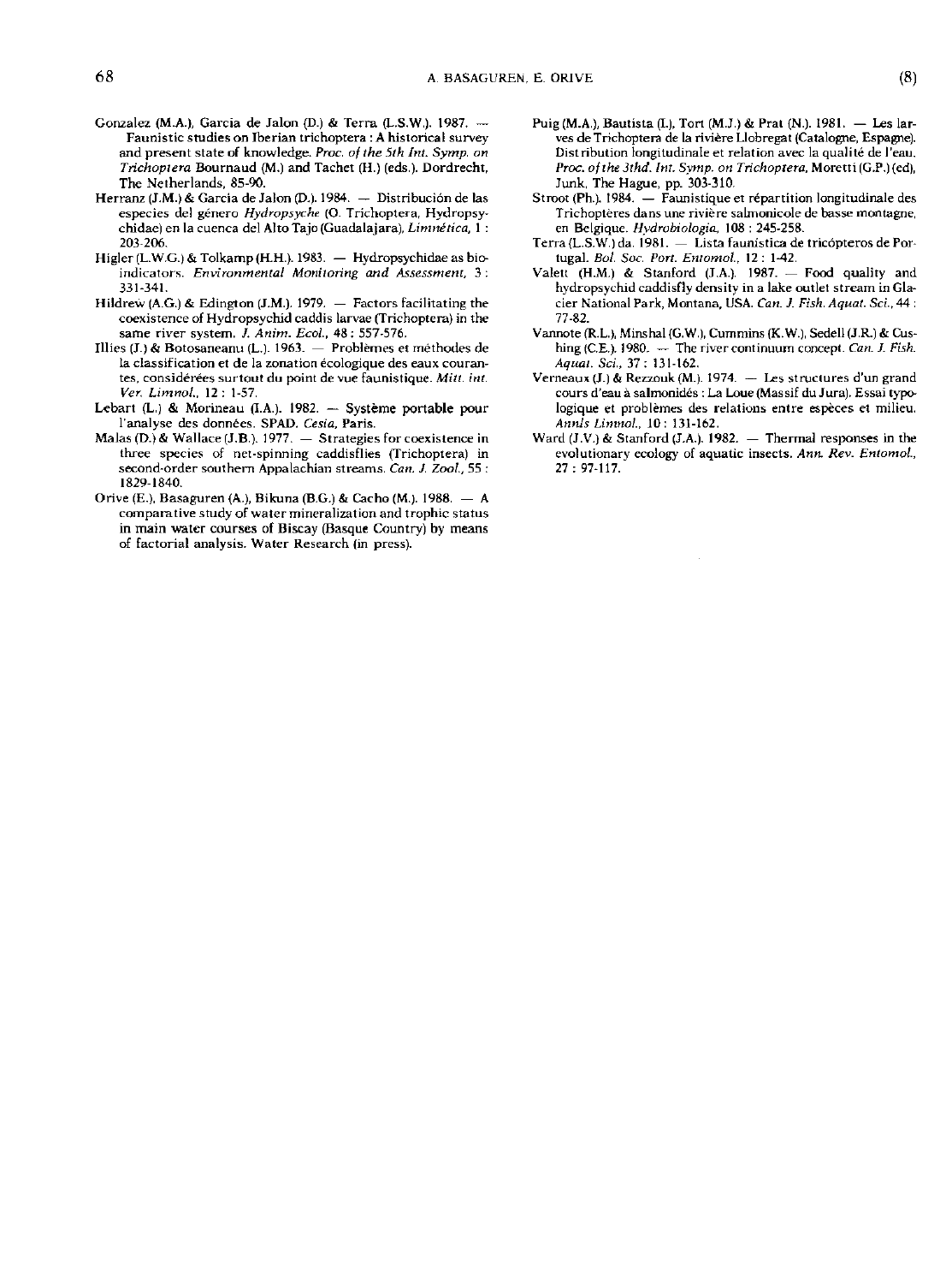Gonzalez (M.A.), Garcia de Jalon (D.) & Terra (L.S.W.). 1987. — Faunistic studies on Iberian trichoptera : A historical survey and present state of knowledge. *Proc. of the 5th Int. Symp. on Trichoptera* Bournaud (M.) and Tachet (H.) (eds.). Dordrecht, The Netherlands, 85-90.

Herranz (J.M.) & Garcia de Jalon (D.). 1984. — Distribución de las especies del género *Hydropsyche* (O. Trichoptera, Hydropsychidae) en la cuenca del Alto Tajo (Guadalajara), *Limnética*, 1 : 203-206.

Higler (L.W.G.) & Tolkamp (H.H.). 1983. — Hydropsychidae as bio-indicators. *Environmental Monitoring and Assessment*, 3 : 331-341.

Hildrew (A.G.) & Edington (J.M.). 1979. — Factors facilitating the coexistence of Hydropsychid caddis larvae (Trichoptera) in the same river system. *J. Anim. Ecol.*, 48 : 557-576.

Illies (J.) & Botosaneanu (L.). 1963. — Problèmes et méthodes de la classification et de la zonation écologique des eaux courantes, considérées surtout du point de vue faunistique. *Mitt. int. Ver. Limnol.*, 12 : 1-57.

Lebart (L.) & Morineau (I.A.). 1982. — Système portable pour l'analyse des données. SPAD. *Cesia*, Paris.

Malas (D.) & Wallace (J.B.). 1977. — Strategies for coexistence in three species of net-spinning caddisflies (Trichoptera) in second-order southern Appalachian streams. *Can. J. Zool.*, 55 : 1829-1840.

Orive (E.), Basaguren (A.), Bikuna (B.G.) & Cacho (M.). 1988. — A comparative study of water mineralization and trophic status in main water courses of Biscay (Basque Country) by means of factorial analysis. Water Research (in press).

Puig (M.A.), Bautista (I.), Tort (M.J.) & Prat (N.). 1981. — Les larves de Trichoptera de la rivière Llobregat (Catalogne, Espagne). Distribution longitudinale et relation avec la qualité de l'eau. *Proc. of the 3thd. Int. Symp. on Trichoptera*, Moretti (G.P.) (ed), Junk, The Hague, pp. 303-310.

Stroot (Ph.). 1984. — Faunistique et répartition longitudinale des Trichoptères dans une rivière salmonicole de basse montagne, en Belgique. *Hydrobiologia*, 108 : 245-258.

Terra (L.S.W.) da. 1981. — Lista faunística de tricópteros de Portugal. *Bol. Soc. Port. Entomol.*, 12 : 1-42.

Valett (H.M.) & Stanford (J.A.). 1987. — Food quality and hydropsychid caddisfly density in a lake outlet stream in Glacier National Park, Montana, USA. *Can. J. Fish. Aquat. Sci.*, 44 : 77-82.

Vannote (R.L.), Minshal (G.W.), Cummins (K.W.), Sedell (J.R.) & Cushing (C.E.). 1980. — The river continuum concept. *Can. J. Fish. Aquat. Sci.*, 37 : 131-162.

Verneaux (J.) & Rezzouk (M.). 1974. — Les structures d'un grand cours d'eau à salmonidés : La Loue (Massif du Jura). Essai typologique et problèmes des relations entre espèces et milieu. *Annls Limnol.*, 10 : 131-162.

Ward (J.V.) & Stanford (J.A.). 1982. — Thermal responses in the evolutionary ecology of aquatic insects. *Ann. Rev. Entomol.*, 27 : 97-117.